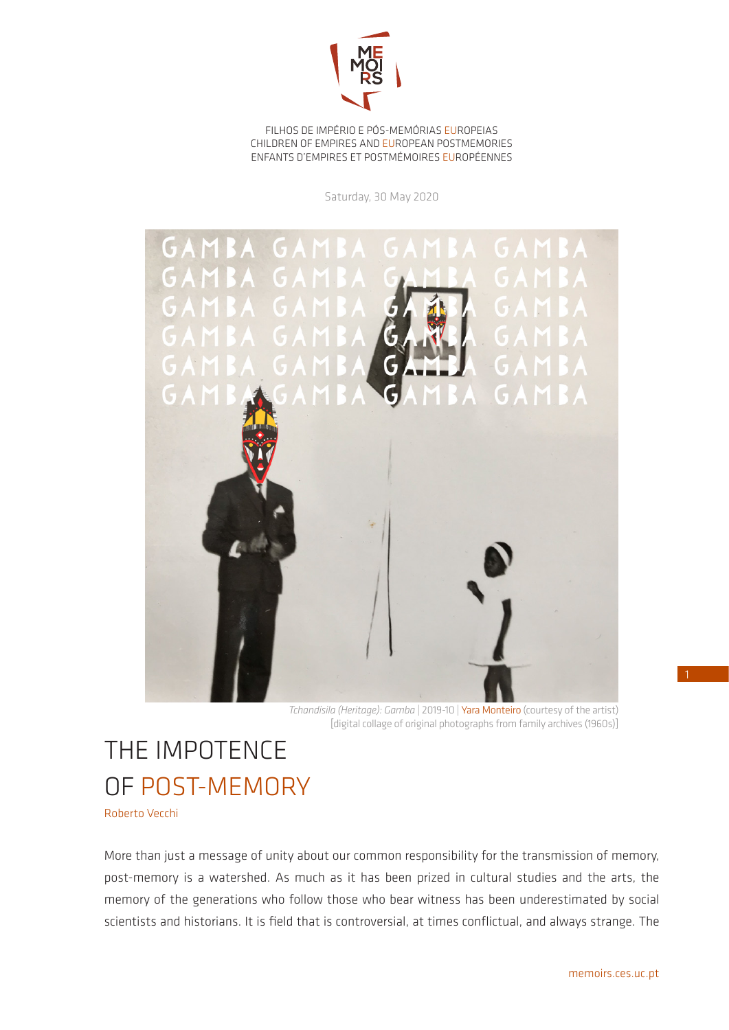FILHOS DE IMPÉRIO E PÓS-MEMÓRIAS EUROPEIAS
CHILDREN OF EMPIRES AND EUROPEAN POSTMEMORIES
ENFANTS D'EMPIRES ET POSTMÉMOIRES EUROPÉENNES

Saturday, 30 May 2020

*Tchandisila (Heritage): Gamba* | 2019-10 | Yara Monteiro (courtesy of the artist)
[digital collage of original photographs from family archives (1960s)]

# THE IMPOTENCE OF POST-MEMORY

Roberto Vecchi

More than just a message of unity about our common responsibility for the transmission of memory, post-memory is a watershed. As much as it has been prized in cultural studies and the arts, the memory of the generations who follow those who bear witness has been underestimated by social scientists and historians. It is field that is controversial, at times conflictual, and always strange. The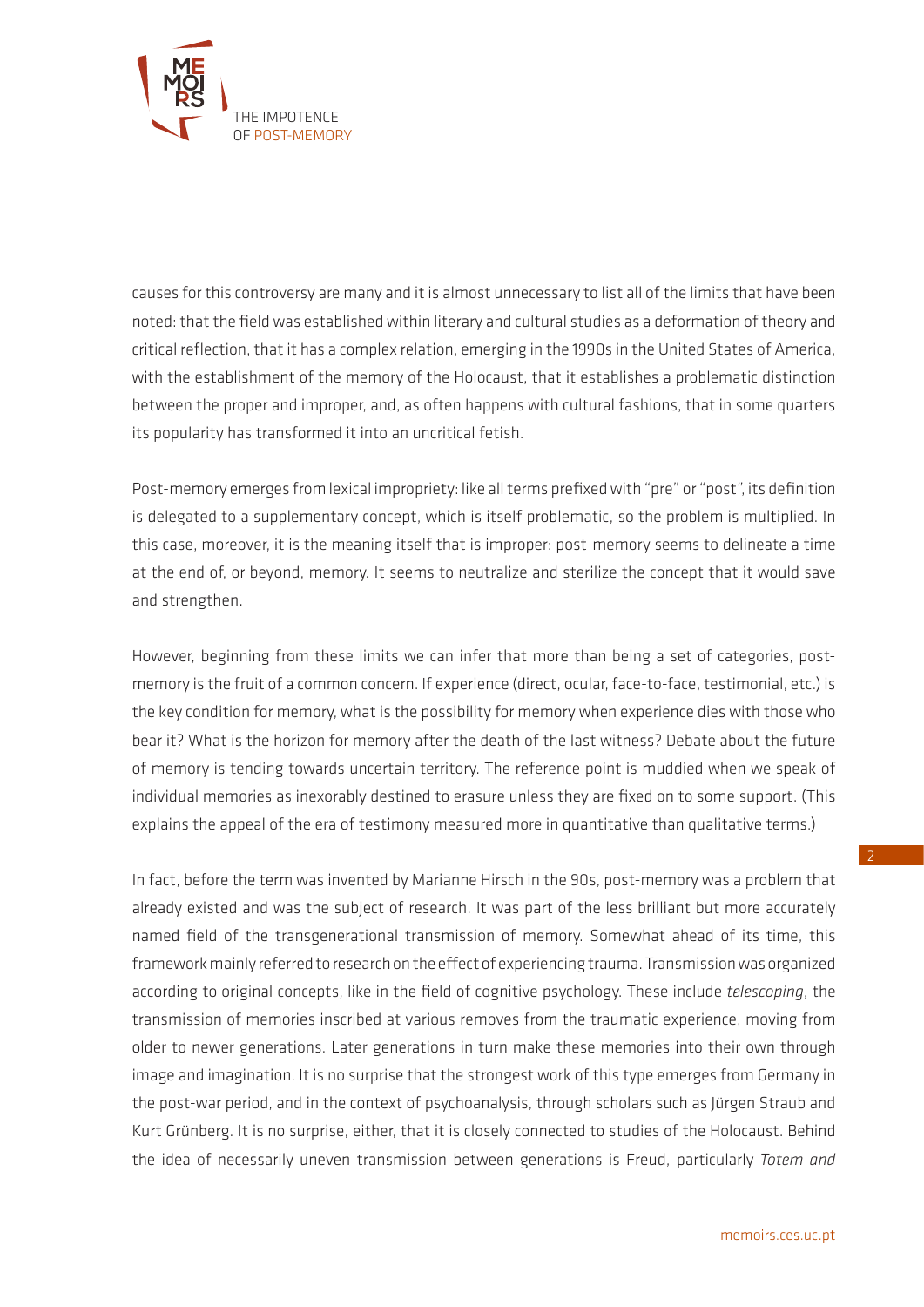causes for this controversy are many and it is almost unnecessary to list all of the limits that have been noted: that the field was established within literary and cultural studies as a deformation of theory and critical reflection, that it has a complex relation, emerging in the 1990s in the United States of America, with the establishment of the memory of the Holocaust, that it establishes a problematic distinction between the proper and improper, and, as often happens with cultural fashions, that in some quarters its popularity has transformed it into an uncritical fetish.

Post-memory emerges from lexical impropriety: like all terms prefixed with "pre" or "post", its definition is delegated to a supplementary concept, which is itself problematic, so the problem is multiplied. In this case, moreover, it is the meaning itself that is improper: post-memory seems to delineate a time at the end of, or beyond, memory. It seems to neutralize and sterilize the concept that it would save and strengthen.

However, beginning from these limits we can infer that more than being a set of categories, post-memory is the fruit of a common concern. If experience (direct, ocular, face-to-face, testimonial, etc.) is the key condition for memory, what is the possibility for memory when experience dies with those who bear it? What is the horizon for memory after the death of the last witness? Debate about the future of memory is tending towards uncertain territory. The reference point is muddied when we speak of individual memories as inexorably destined to erasure unless they are fixed on to some support. (This explains the appeal of the era of testimony measured more in quantitative than qualitative terms.)

In fact, before the term was invented by Marianne Hirsch in the 90s, post-memory was a problem that already existed and was the subject of research. It was part of the less brilliant but more accurately named field of the transgenerational transmission of memory. Somewhat ahead of its time, this framework mainly referred to research on the effect of experiencing trauma. Transmission was organized according to original concepts, like in the field of cognitive psychology. These include *telescoping*, the transmission of memories inscribed at various removes from the traumatic experience, moving from older to newer generations. Later generations in turn make these memories into their own through image and imagination. It is no surprise that the strongest work of this type emerges from Germany in the post-war period, and in the context of psychoanalysis, through scholars such as Jürgen Straub and Kurt Grünberg. It is no surprise, either, that it is closely connected to studies of the Holocaust. Behind the idea of necessarily uneven transmission between generations is Freud, particularly *Totem and*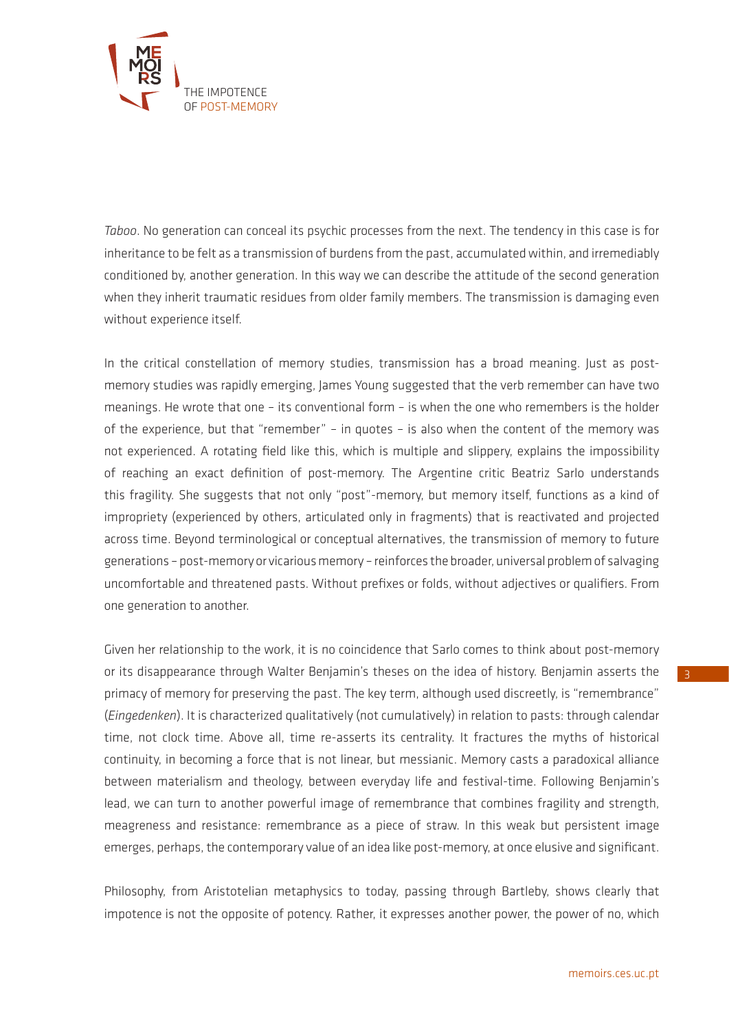*Taboo*. No generation can conceal its psychic processes from the next. The tendency in this case is for inheritance to be felt as a transmission of burdens from the past, accumulated within, and irremediably conditioned by, another generation. In this way we can describe the attitude of the second generation when they inherit traumatic residues from older family members. The transmission is damaging even without experience itself.

In the critical constellation of memory studies, transmission has a broad meaning. Just as post-memory studies was rapidly emerging, James Young suggested that the verb remember can have two meanings. He wrote that one – its conventional form – is when the one who remembers is the holder of the experience, but that "remember" – in quotes – is also when the content of the memory was not experienced. A rotating field like this, which is multiple and slippery, explains the impossibility of reaching an exact definition of post-memory. The Argentine critic Beatriz Sarlo understands this fragility. She suggests that not only "post"-memory, but memory itself, functions as a kind of impropriety (experienced by others, articulated only in fragments) that is reactivated and projected across time. Beyond terminological or conceptual alternatives, the transmission of memory to future generations – post-memory or vicarious memory – reinforces the broader, universal problem of salvaging uncomfortable and threatened pasts. Without prefixes or folds, without adjectives or qualifiers. From one generation to another.

Given her relationship to the work, it is no coincidence that Sarlo comes to think about post-memory or its disappearance through Walter Benjamin's theses on the idea of history. Benjamin asserts the primacy of memory for preserving the past. The key term, although used discreetly, is "remembrance" (*Eingedenken*). It is characterized qualitatively (not cumulatively) in relation to pasts: through calendar time, not clock time. Above all, time re-asserts its centrality. It fractures the myths of historical continuity, in becoming a force that is not linear, but messianic. Memory casts a paradoxical alliance between materialism and theology, between everyday life and festival-time. Following Benjamin's lead, we can turn to another powerful image of remembrance that combines fragility and strength, meagreness and resistance: remembrance as a piece of straw. In this weak but persistent image emerges, perhaps, the contemporary value of an idea like post-memory, at once elusive and significant.

Philosophy, from Aristotelian metaphysics to today, passing through Bartleby, shows clearly that impotence is not the opposite of potency. Rather, it expresses another power, the power of no, which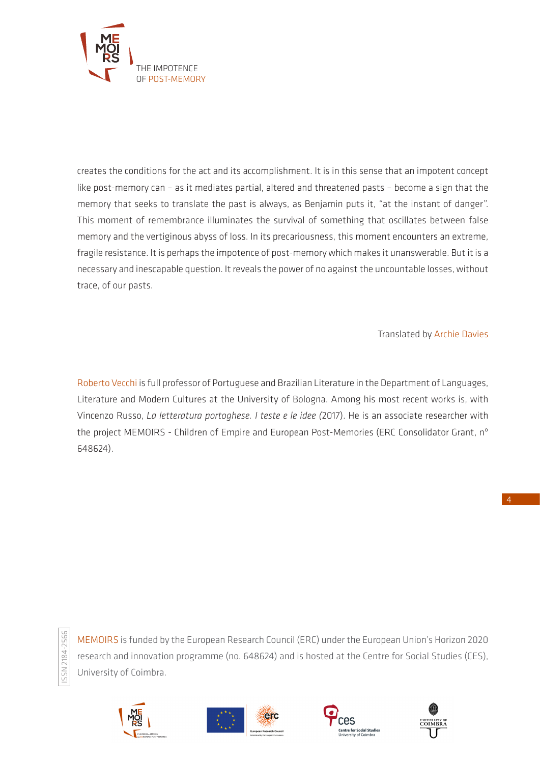creates the conditions for the act and its accomplishment. It is in this sense that an impotent concept like post-memory can – as it mediates partial, altered and threatened pasts – become a sign that the memory that seeks to translate the past is always, as Benjamin puts it, "at the instant of danger". This moment of remembrance illuminates the survival of something that oscillates between false memory and the vertiginous abyss of loss. In its precariousness, this moment encounters an extreme, fragile resistance. It is perhaps the impotence of post-memory which makes it unanswerable. But it is a necessary and inescapable question. It reveals the power of no against the uncountable losses, without trace, of our pasts.

Translated by Archie Davies

Roberto Vecchi is full professor of Portuguese and Brazilian Literature in the Department of Languages, Literature and Modern Cultures at the University of Bologna. Among his most recent works is, with Vincenzo Russo, *La letteratura portoghese. I teste e le idee (*2017). He is an associate researcher with the project MEMOIRS - Children of Empire and European Post-Memories (ERC Consolidator Grant, nº 648624).

MEMOIRS is funded by the European Research Council (ERC) under the European Union's Horizon 2020 research and innovation programme (no. 648624) and is hosted at the Centre for Social Studies (CES), University of Coimbra.